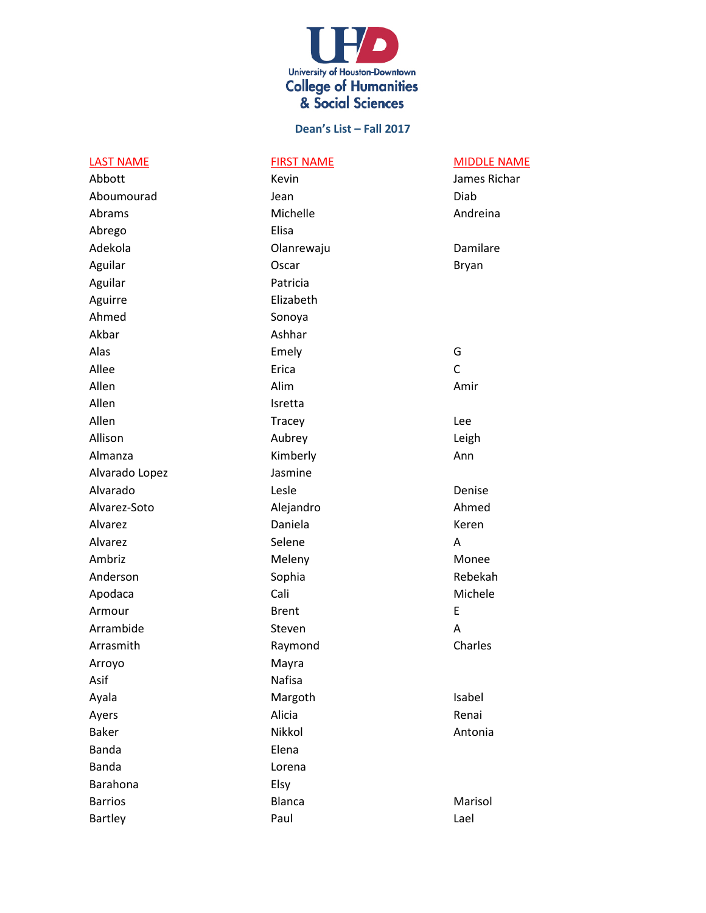University of Houston-Downtown
College of Humanities & Social Sciences

## Dean's List – Fall 2017

| LAST NAME | FIRST NAME | MIDDLE NAME |
|---|---|---|
| Abbott | Kevin | James Richar |
| Aboumourad | Jean | Diab |
| Abrams | Michelle | Andreina |
| Abrego | Elisa | |
| Adekola | Olanrewaju | Damilare |
| Aguilar | Oscar | Bryan |
| Aguilar | Patricia | |
| Aguirre | Elizabeth | |
| Ahmed | Sonoya | |
| Akbar | Ashhar | |
| Alas | Emely | G |
| Allee | Erica | C |
| Allen | Alim | Amir |
| Allen | Isretta | |
| Allen | Tracey | Lee |
| Allison | Aubrey | Leigh |
| Almanza | Kimberly | Ann |
| Alvarado Lopez | Jasmine | |
| Alvarado | Lesle | Denise |
| Alvarez-Soto | Alejandro | Ahmed |
| Alvarez | Daniela | Keren |
| Alvarez | Selene | A |
| Ambriz | Meleny | Monee |
| Anderson | Sophia | Rebekah |
| Apodaca | Cali | Michele |
| Armour | Brent | E |
| Arrambide | Steven | A |
| Arrasmith | Raymond | Charles |
| Arroyo | Mayra | |
| Asif | Nafisa | |
| Ayala | Margoth | Isabel |
| Ayers | Alicia | Renai |
| Baker | Nikkol | Antonia |
| Banda | Elena | |
| Banda | Lorena | |
| Barahona | Elsy | |
| Barrios | Blanca | Marisol |
| Bartley | Paul | Lael |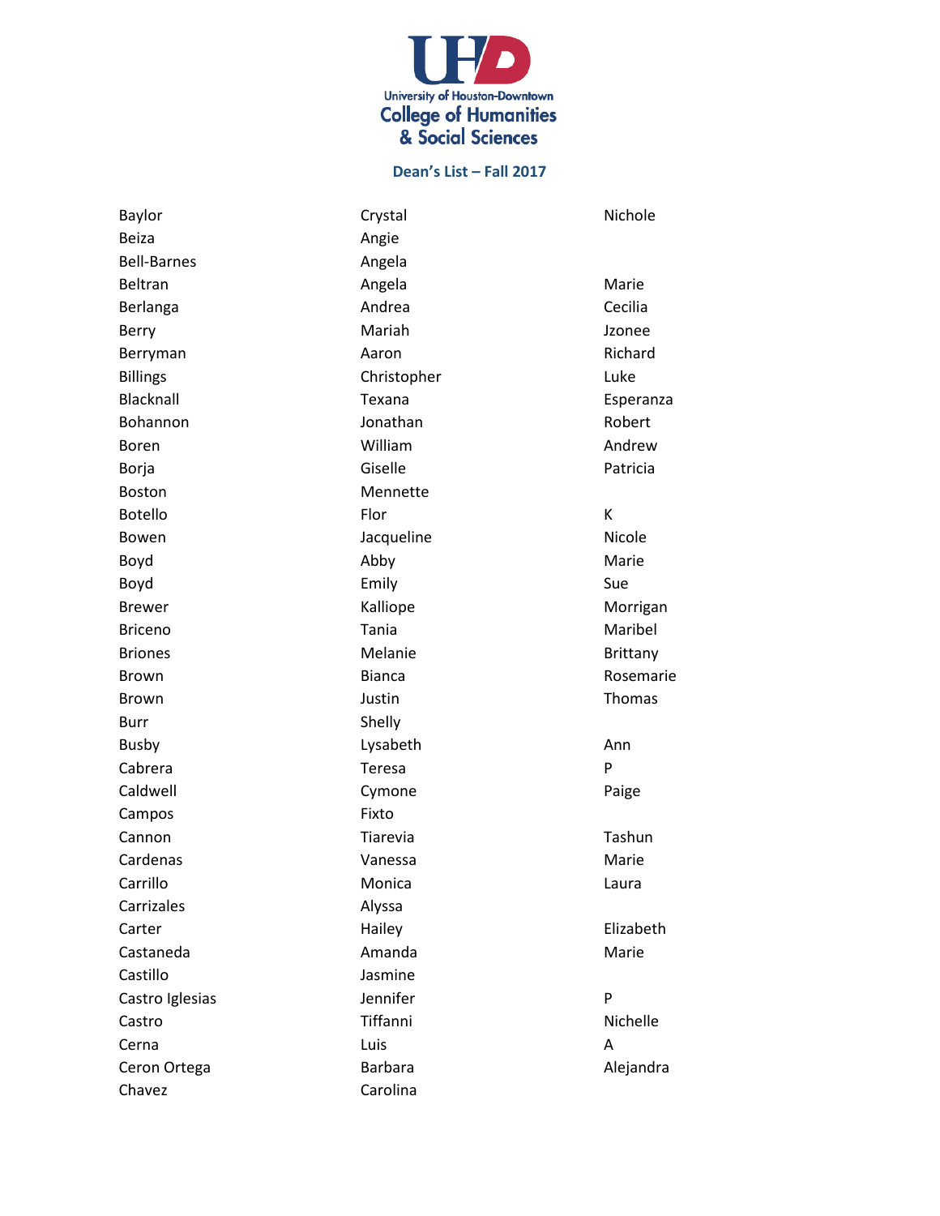University of Houston-Downtown
College of Humanities & Social Sciences

## Dean's List – Fall 2017

| | | |
|---|---|---|
| Baylor | Crystal | Nichole |
| Beiza | Angie | |
| Bell-Barnes | Angela | |
| Beltran | Angela | Marie |
| Berlanga | Andrea | Cecilia |
| Berry | Mariah | Jzonee |
| Berryman | Aaron | Richard |
| Billings | Christopher | Luke |
| Blacknall | Texana | Esperanza |
| Bohannon | Jonathan | Robert |
| Boren | William | Andrew |
| Borja | Giselle | Patricia |
| Boston | Mennette | |
| Botello | Flor | K |
| Bowen | Jacqueline | Nicole |
| Boyd | Abby | Marie |
| Boyd | Emily | Sue |
| Brewer | Kalliope | Morrigan |
| Briceno | Tania | Maribel |
| Briones | Melanie | Brittany |
| Brown | Bianca | Rosemarie |
| Brown | Justin | Thomas |
| Burr | Shelly | |
| Busby | Lysabeth | Ann |
| Cabrera | Teresa | P |
| Caldwell | Cymone | Paige |
| Campos | Fixto | |
| Cannon | Tiarevia | Tashun |
| Cardenas | Vanessa | Marie |
| Carrillo | Monica | Laura |
| Carrizales | Alyssa | |
| Carter | Hailey | Elizabeth |
| Castaneda | Amanda | Marie |
| Castillo | Jasmine | |
| Castro Iglesias | Jennifer | P |
| Castro | Tiffanni | Nichelle |
| Cerna | Luis | A |
| Ceron Ortega | Barbara | Alejandra |
| Chavez | Carolina | |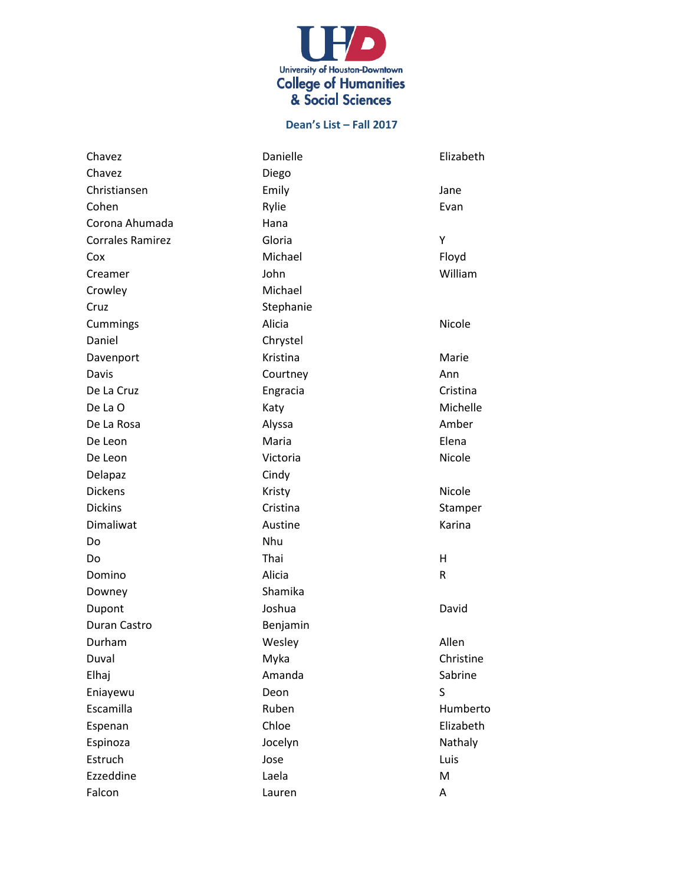University of Houston-Downtown
College of Humanities & Social Sciences

## Dean's List – Fall 2017

| | | |
|---|---|---|
| Chavez | Danielle | Elizabeth |
| Chavez | Diego | |
| Christiansen | Emily | Jane |
| Cohen | Rylie | Evan |
| Corona Ahumada | Hana | |
| Corrales Ramirez | Gloria | Y |
| Cox | Michael | Floyd |
| Creamer | John | William |
| Crowley | Michael | |
| Cruz | Stephanie | |
| Cummings | Alicia | Nicole |
| Daniel | Chrystel | |
| Davenport | Kristina | Marie |
| Davis | Courtney | Ann |
| De La Cruz | Engracia | Cristina |
| De La O | Katy | Michelle |
| De La Rosa | Alyssa | Amber |
| De Leon | Maria | Elena |
| De Leon | Victoria | Nicole |
| Delapaz | Cindy | |
| Dickens | Kristy | Nicole |
| Dickins | Cristina | Stamper |
| Dimaliwat | Austine | Karina |
| Do | Nhu | |
| Do | Thai | H |
| Domino | Alicia | R |
| Downey | Shamika | |
| Dupont | Joshua | David |
| Duran Castro | Benjamin | |
| Durham | Wesley | Allen |
| Duval | Myka | Christine |
| Elhaj | Amanda | Sabrine |
| Eniayewu | Deon | S |
| Escamilla | Ruben | Humberto |
| Espenan | Chloe | Elizabeth |
| Espinoza | Jocelyn | Nathaly |
| Estruch | Jose | Luis |
| Ezzeddine | Laela | M |
| Falcon | Lauren | A |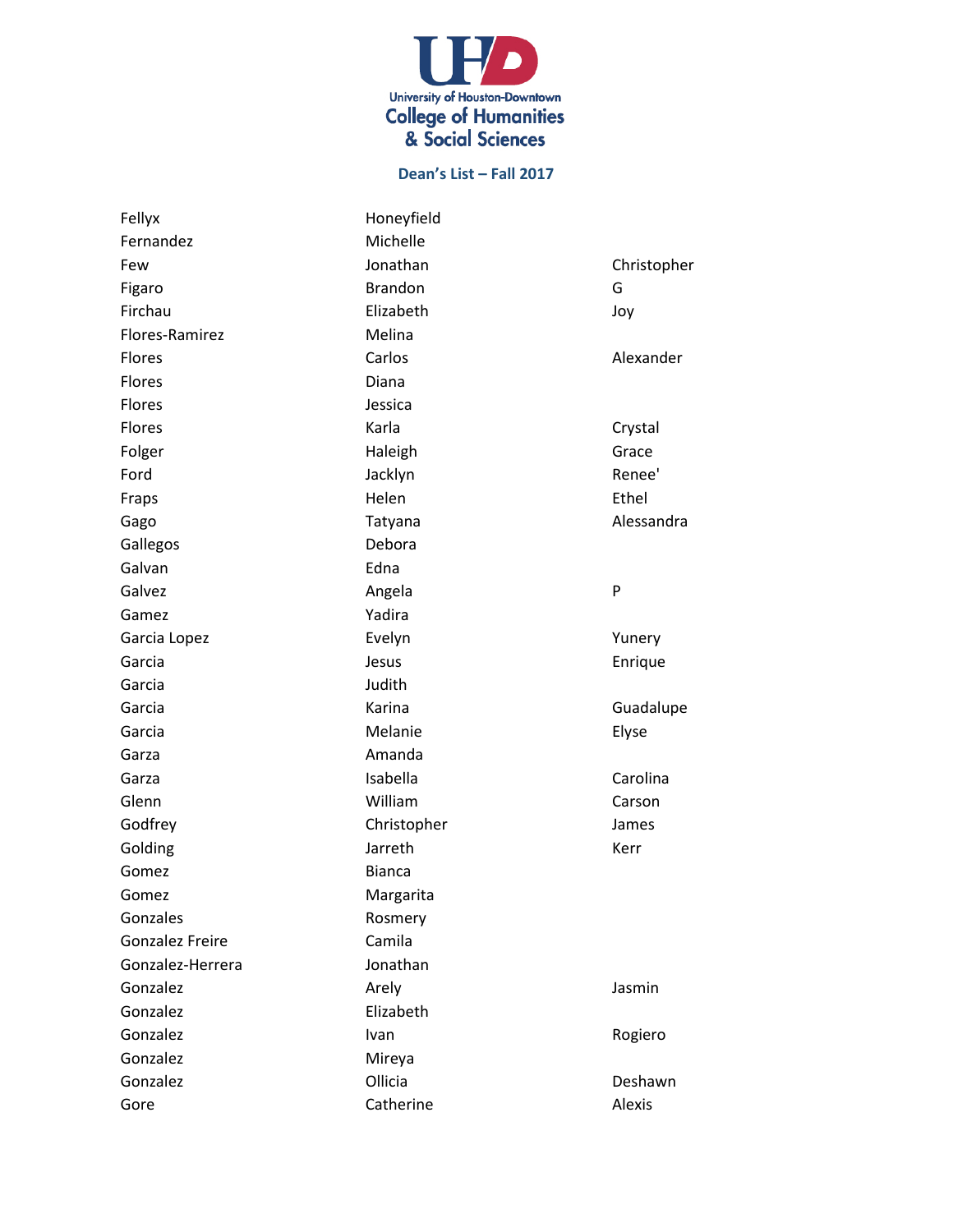University of Houston-Downtown
College of Humanities & Social Sciences

## Dean's List – Fall 2017

| | | |
|---|---|---|
| Fellyx | Honeyfield | |
| Fernandez | Michelle | |
| Few | Jonathan | Christopher |
| Figaro | Brandon | G |
| Firchau | Elizabeth | Joy |
| Flores-Ramirez | Melina | |
| Flores | Carlos | Alexander |
| Flores | Diana | |
| Flores | Jessica | |
| Flores | Karla | Crystal |
| Folger | Haleigh | Grace |
| Ford | Jacklyn | Renee' |
| Fraps | Helen | Ethel |
| Gago | Tatyana | Alessandra |
| Gallegos | Debora | |
| Galvan | Edna | |
| Galvez | Angela | P |
| Gamez | Yadira | |
| Garcia Lopez | Evelyn | Yunery |
| Garcia | Jesus | Enrique |
| Garcia | Judith | |
| Garcia | Karina | Guadalupe |
| Garcia | Melanie | Elyse |
| Garza | Amanda | |
| Garza | Isabella | Carolina |
| Glenn | William | Carson |
| Godfrey | Christopher | James |
| Golding | Jarreth | Kerr |
| Gomez | Bianca | |
| Gomez | Margarita | |
| Gonzales | Rosmery | |
| Gonzalez Freire | Camila | |
| Gonzalez-Herrera | Jonathan | |
| Gonzalez | Arely | Jasmin |
| Gonzalez | Elizabeth | |
| Gonzalez | Ivan | Rogiero |
| Gonzalez | Mireya | |
| Gonzalez | Ollicia | Deshawn |
| Gore | Catherine | Alexis |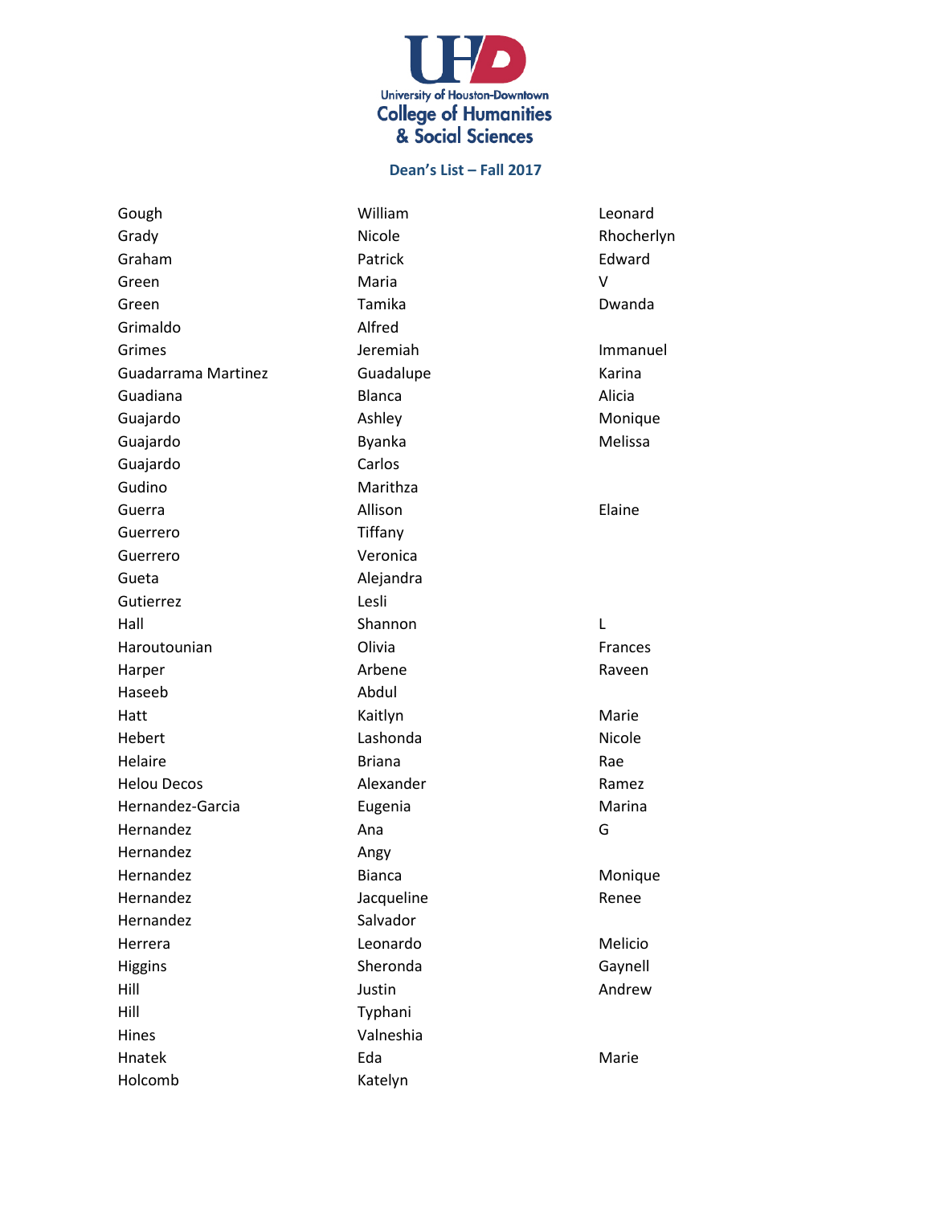University of Houston-Downtown
College of Humanities & Social Sciences

**Dean's List – Fall 2017**

| | | |
|---|---|---|
| Gough | William | Leonard |
| Grady | Nicole | Rhocherlyn |
| Graham | Patrick | Edward |
| Green | Maria | V |
| Green | Tamika | Dwanda |
| Grimaldo | Alfred | |
| Grimes | Jeremiah | Immanuel |
| Guadarrama Martinez | Guadalupe | Karina |
| Guadiana | Blanca | Alicia |
| Guajardo | Ashley | Monique |
| Guajardo | Byanka | Melissa |
| Guajardo | Carlos | |
| Gudino | Marithza | |
| Guerra | Allison | Elaine |
| Guerrero | Tiffany | |
| Guerrero | Veronica | |
| Gueta | Alejandra | |
| Gutierrez | Lesli | |
| Hall | Shannon | L |
| Haroutounian | Olivia | Frances |
| Harper | Arbene | Raveen |
| Haseeb | Abdul | |
| Hatt | Kaitlyn | Marie |
| Hebert | Lashonda | Nicole |
| Helaire | Briana | Rae |
| Helou Decos | Alexander | Ramez |
| Hernandez-Garcia | Eugenia | Marina |
| Hernandez | Ana | G |
| Hernandez | Angy | |
| Hernandez | Bianca | Monique |
| Hernandez | Jacqueline | Renee |
| Hernandez | Salvador | |
| Herrera | Leonardo | Melicio |
| Higgins | Sheronda | Gaynell |
| Hill | Justin | Andrew |
| Hill | Typhani | |
| Hines | Valneshia | |
| Hnatek | Eda | Marie |
| Holcomb | Katelyn | |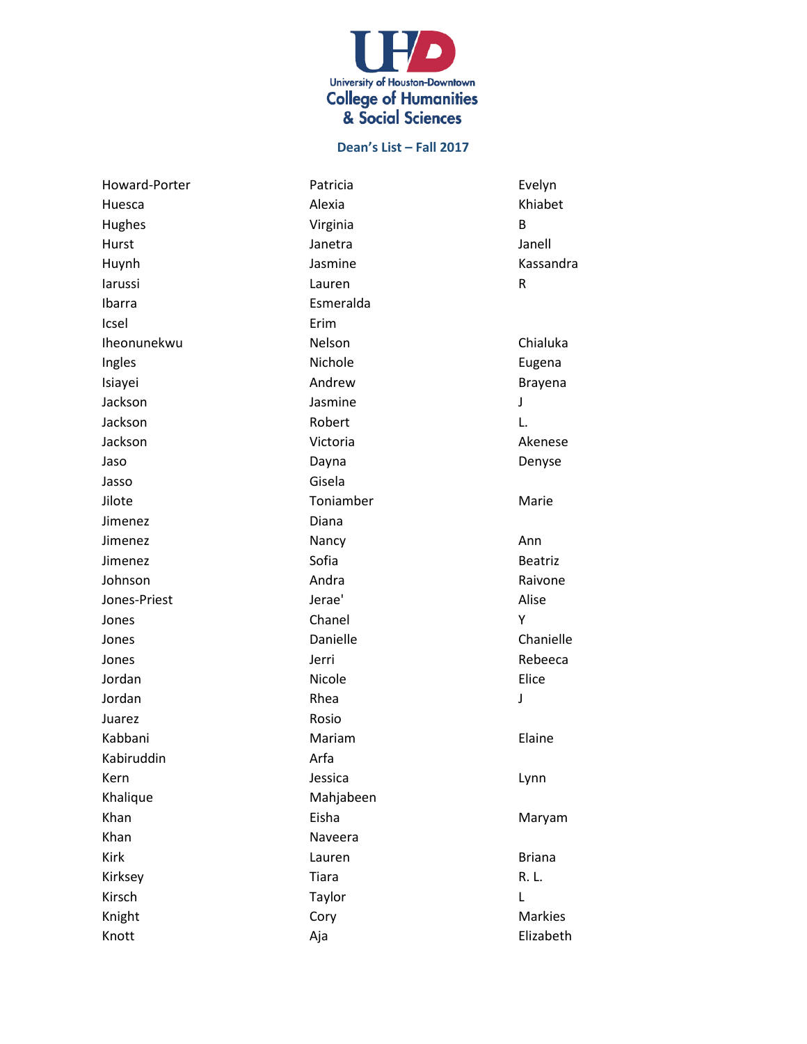University of Houston-Downtown
College of Humanities & Social Sciences

**Dean's List – Fall 2017**

| | | |
|---|---|---|
| Howard-Porter | Patricia | Evelyn |
| Huesca | Alexia | Khiabet |
| Hughes | Virginia | B |
| Hurst | Janetra | Janell |
| Huynh | Jasmine | Kassandra |
| Iarussi | Lauren | R |
| Ibarra | Esmeralda | |
| Icsel | Erim | |
| Iheonunekwu | Nelson | Chialuka |
| Ingles | Nichole | Eugena |
| Isiayei | Andrew | Brayena |
| Jackson | Jasmine | J |
| Jackson | Robert | L. |
| Jackson | Victoria | Akenese |
| Jaso | Dayna | Denyse |
| Jasso | Gisela | |
| Jilote | Toniamber | Marie |
| Jimenez | Diana | |
| Jimenez | Nancy | Ann |
| Jimenez | Sofia | Beatriz |
| Johnson | Andra | Raivone |
| Jones-Priest | Jerae' | Alise |
| Jones | Chanel | Y |
| Jones | Danielle | Chanielle |
| Jones | Jerri | Rebeeca |
| Jordan | Nicole | Elice |
| Jordan | Rhea | J |
| Juarez | Rosio | |
| Kabbani | Mariam | Elaine |
| Kabiruddin | Arfa | |
| Kern | Jessica | Lynn |
| Khalique | Mahjabeen | |
| Khan | Eisha | Maryam |
| Khan | Naveera | |
| Kirk | Lauren | Briana |
| Kirksey | Tiara | R. L. |
| Kirsch | Taylor | L |
| Knight | Cory | Markies |
| Knott | Aja | Elizabeth |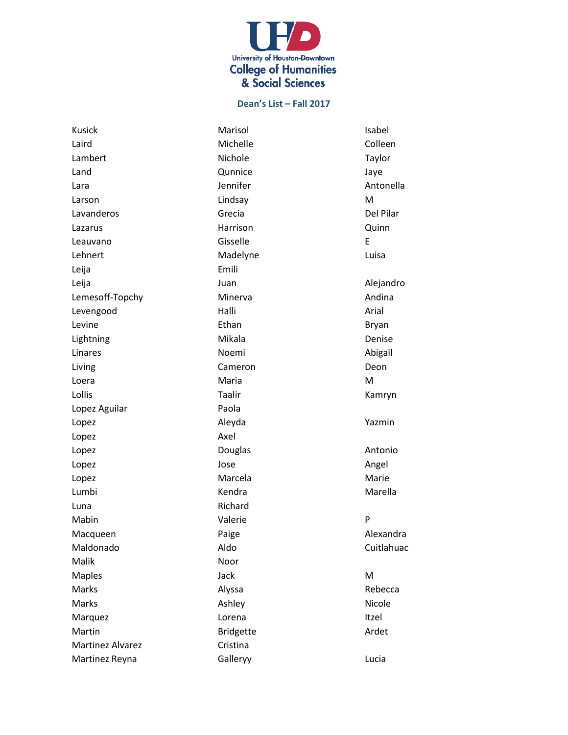University of Houston-Downtown
College of Humanities & Social Sciences

## Dean's List – Fall 2017

| | | |
|---|---|---|
| Kusick | Marisol | Isabel |
| Laird | Michelle | Colleen |
| Lambert | Nichole | Taylor |
| Land | Qunnice | Jaye |
| Lara | Jennifer | Antonella |
| Larson | Lindsay | M |
| Lavanderos | Grecia | Del Pilar |
| Lazarus | Harrison | Quinn |
| Leauvano | Gisselle | E |
| Lehnert | Madelyne | Luisa |
| Leija | Emili | |
| Leija | Juan | Alejandro |
| Lemesoff-Topchy | Minerva | Andina |
| Levengood | Halli | Arial |
| Levine | Ethan | Bryan |
| Lightning | Mikala | Denise |
| Linares | Noemi | Abigail |
| Living | Cameron | Deon |
| Loera | Maria | M |
| Lollis | Taalir | Kamryn |
| Lopez Aguilar | Paola | |
| Lopez | Aleyda | Yazmin |
| Lopez | Axel | |
| Lopez | Douglas | Antonio |
| Lopez | Jose | Angel |
| Lopez | Marcela | Marie |
| Lumbi | Kendra | Marella |
| Luna | Richard | |
| Mabin | Valerie | P |
| Macqueen | Paige | Alexandra |
| Maldonado | Aldo | Cuitlahuac |
| Malik | Noor | |
| Maples | Jack | M |
| Marks | Alyssa | Rebecca |
| Marks | Ashley | Nicole |
| Marquez | Lorena | Itzel |
| Martin | Bridgette | Ardet |
| Martinez Alvarez | Cristina | |
| Martinez Reyna | Galleryy | Lucia |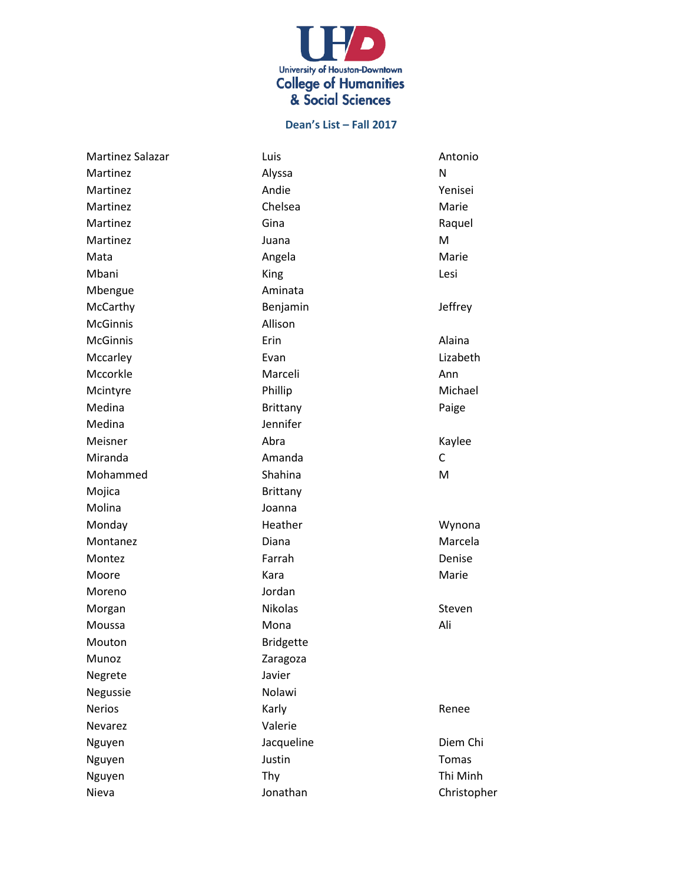University of Houston-Downtown
College of Humanities & Social Sciences

## Dean's List – Fall 2017

| | | |
|---|---|---|
| Martinez Salazar | Luis | Antonio |
| Martinez | Alyssa | N |
| Martinez | Andie | Yenisei |
| Martinez | Chelsea | Marie |
| Martinez | Gina | Raquel |
| Martinez | Juana | M |
| Mata | Angela | Marie |
| Mbani | King | Lesi |
| Mbengue | Aminata | |
| McCarthy | Benjamin | Jeffrey |
| McGinnis | Allison | |
| McGinnis | Erin | Alaina |
| Mccarley | Evan | Lizabeth |
| Mccorkle | Marceli | Ann |
| Mcintyre | Phillip | Michael |
| Medina | Brittany | Paige |
| Medina | Jennifer | |
| Meisner | Abra | Kaylee |
| Miranda | Amanda | C |
| Mohammed | Shahina | M |
| Mojica | Brittany | |
| Molina | Joanna | |
| Monday | Heather | Wynona |
| Montanez | Diana | Marcela |
| Montez | Farrah | Denise |
| Moore | Kara | Marie |
| Moreno | Jordan | |
| Morgan | Nikolas | Steven |
| Moussa | Mona | Ali |
| Mouton | Bridgette | |
| Munoz | Zaragoza | |
| Negrete | Javier | |
| Negussie | Nolawi | |
| Nerios | Karly | Renee |
| Nevarez | Valerie | |
| Nguyen | Jacqueline | Diem Chi |
| Nguyen | Justin | Tomas |
| Nguyen | Thy | Thi Minh |
| Nieva | Jonathan | Christopher |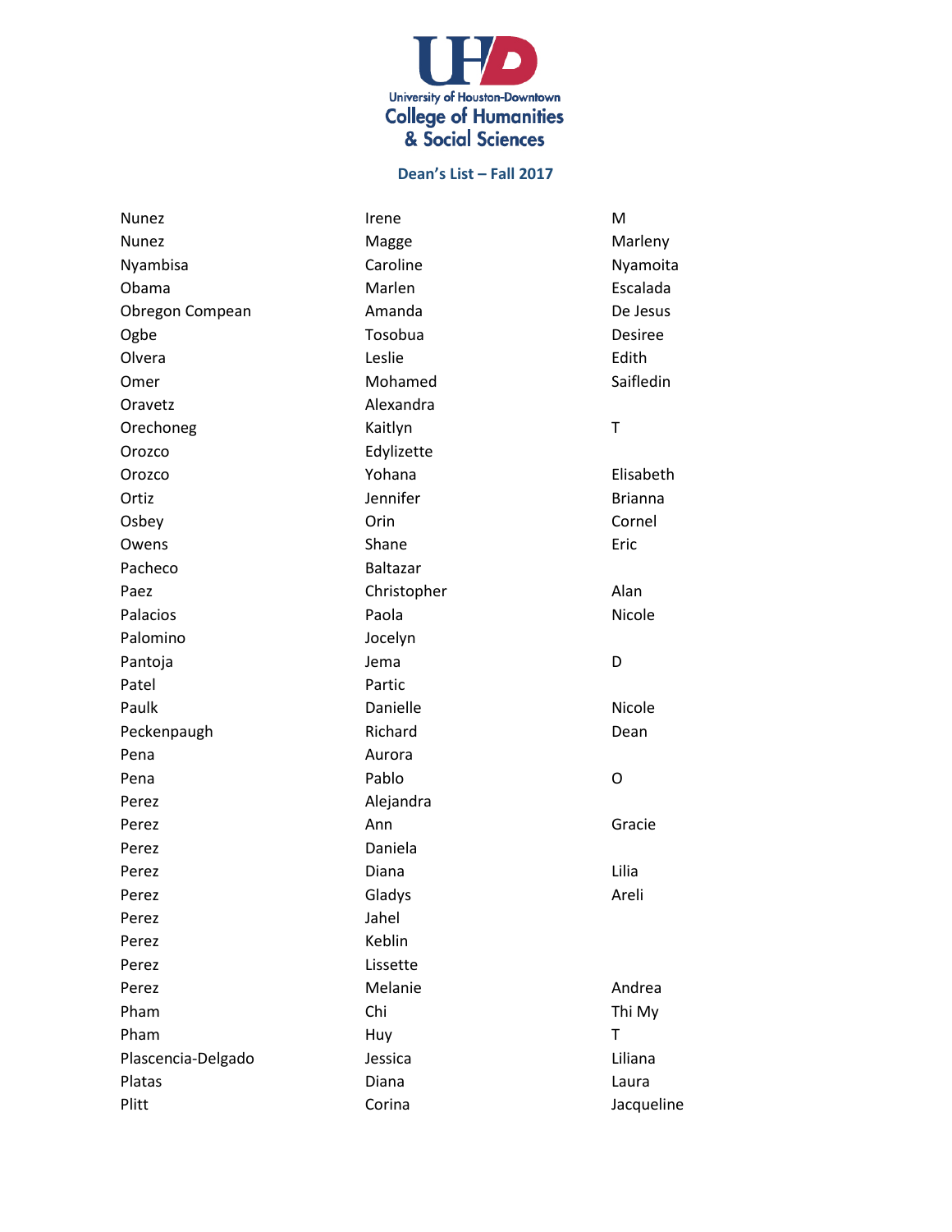University of Houston-Downtown
College of Humanities & Social Sciences

**Dean's List – Fall 2017**

| | | |
|---|---|---|
| Nunez | Irene | M |
| Nunez | Magge | Marleny |
| Nyambisa | Caroline | Nyamoita |
| Obama | Marlen | Escalada |
| Obregon Compean | Amanda | De Jesus |
| Ogbe | Tosobua | Desiree |
| Olvera | Leslie | Edith |
| Omer | Mohamed | Saifledin |
| Oravetz | Alexandra | |
| Orechoneg | Kaitlyn | T |
| Orozco | Edylizette | |
| Orozco | Yohana | Elisabeth |
| Ortiz | Jennifer | Brianna |
| Osbey | Orin | Cornel |
| Owens | Shane | Eric |
| Pacheco | Baltazar | |
| Paez | Christopher | Alan |
| Palacios | Paola | Nicole |
| Palomino | Jocelyn | |
| Pantoja | Jema | D |
| Patel | Partic | |
| Paulk | Danielle | Nicole |
| Peckenpaugh | Richard | Dean |
| Pena | Aurora | |
| Pena | Pablo | O |
| Perez | Alejandra | |
| Perez | Ann | Gracie |
| Perez | Daniela | |
| Perez | Diana | Lilia |
| Perez | Gladys | Areli |
| Perez | Jahel | |
| Perez | Keblin | |
| Perez | Lissette | |
| Perez | Melanie | Andrea |
| Pham | Chi | Thi My |
| Pham | Huy | T |
| Plascencia-Delgado | Jessica | Liliana |
| Platas | Diana | Laura |
| Plitt | Corina | Jacqueline |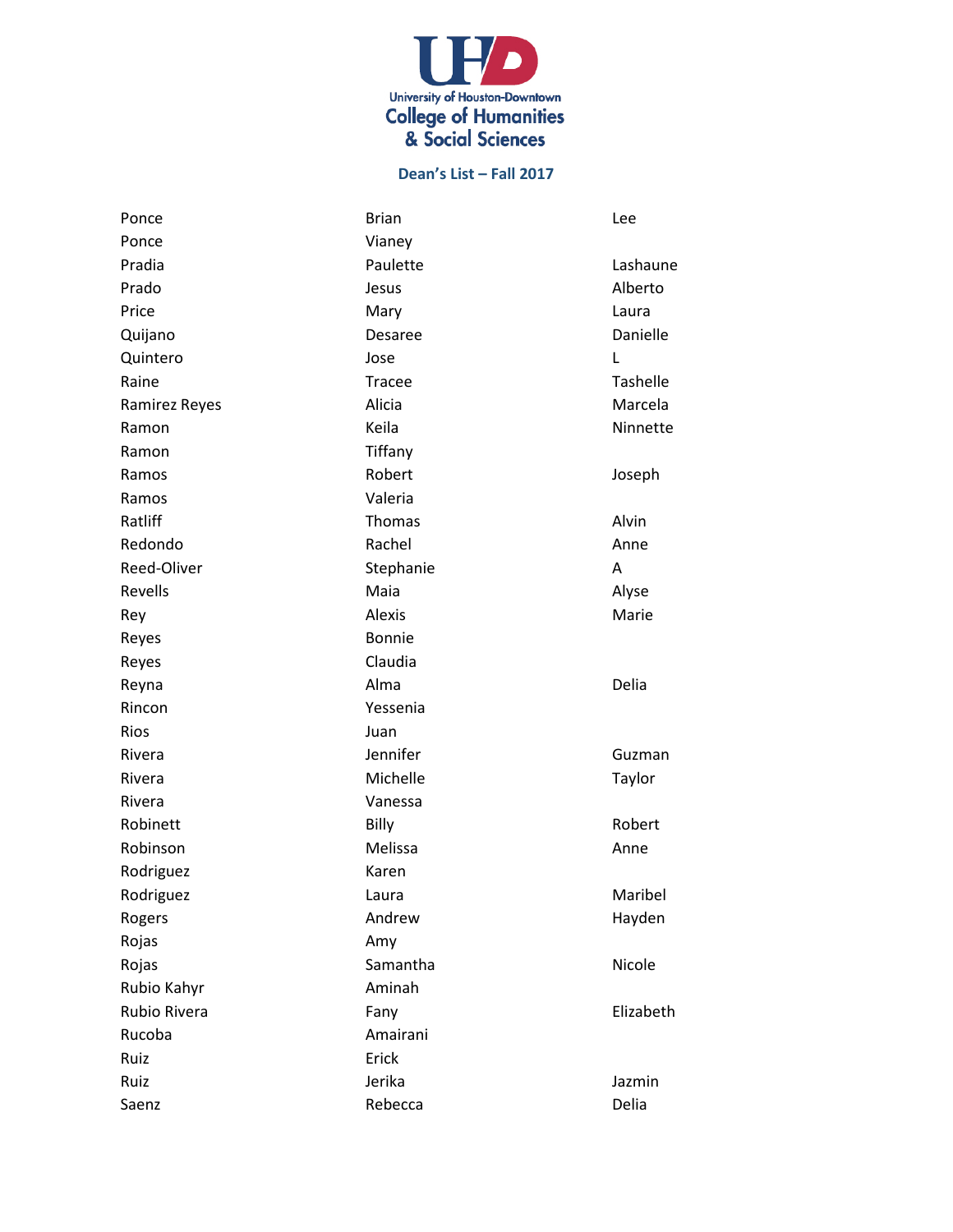University of Houston-Downtown
College of Humanities & Social Sciences

## Dean's List – Fall 2017

| | | |
|---|---|---|
| Ponce | Brian | Lee |
| Ponce | Vianey | |
| Pradia | Paulette | Lashaune |
| Prado | Jesus | Alberto |
| Price | Mary | Laura |
| Quijano | Desaree | Danielle |
| Quintero | Jose | L |
| Raine | Tracee | Tashelle |
| Ramirez Reyes | Alicia | Marcela |
| Ramon | Keila | Ninnette |
| Ramon | Tiffany | |
| Ramos | Robert | Joseph |
| Ramos | Valeria | |
| Ratliff | Thomas | Alvin |
| Redondo | Rachel | Anne |
| Reed-Oliver | Stephanie | A |
| Revells | Maia | Alyse |
| Rey | Alexis | Marie |
| Reyes | Bonnie | |
| Reyes | Claudia | |
| Reyna | Alma | Delia |
| Rincon | Yessenia | |
| Rios | Juan | |
| Rivera | Jennifer | Guzman |
| Rivera | Michelle | Taylor |
| Rivera | Vanessa | |
| Robinett | Billy | Robert |
| Robinson | Melissa | Anne |
| Rodriguez | Karen | |
| Rodriguez | Laura | Maribel |
| Rogers | Andrew | Hayden |
| Rojas | Amy | |
| Rojas | Samantha | Nicole |
| Rubio Kahyr | Aminah | |
| Rubio Rivera | Fany | Elizabeth |
| Rucoba | Amairani | |
| Ruiz | Erick | |
| Ruiz | Jerika | Jazmin |
| Saenz | Rebecca | Delia |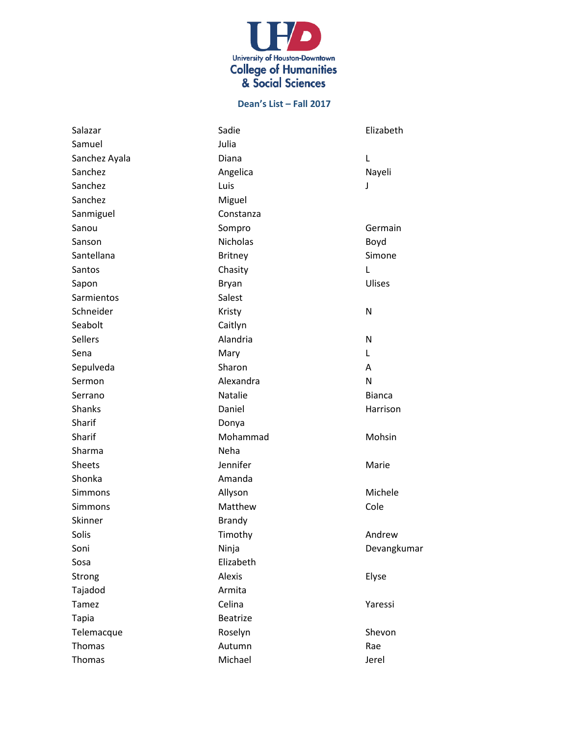University of Houston-Downtown
College of Humanities & Social Sciences

## Dean's List – Fall 2017

| | | |
|---|---|---|
| Salazar | Sadie | Elizabeth |
| Samuel | Julia | |
| Sanchez Ayala | Diana | L |
| Sanchez | Angelica | Nayeli |
| Sanchez | Luis | J |
| Sanchez | Miguel | |
| Sanmiguel | Constanza | |
| Sanou | Sompro | Germain |
| Sanson | Nicholas | Boyd |
| Santellana | Britney | Simone |
| Santos | Chasity | L |
| Sapon | Bryan | Ulises |
| Sarmientos | Salest | |
| Schneider | Kristy | N |
| Seabolt | Caitlyn | |
| Sellers | Alandria | N |
| Sena | Mary | L |
| Sepulveda | Sharon | A |
| Sermon | Alexandra | N |
| Serrano | Natalie | Bianca |
| Shanks | Daniel | Harrison |
| Sharif | Donya | |
| Sharif | Mohammad | Mohsin |
| Sharma | Neha | |
| Sheets | Jennifer | Marie |
| Shonka | Amanda | |
| Simmons | Allyson | Michele |
| Simmons | Matthew | Cole |
| Skinner | Brandy | |
| Solis | Timothy | Andrew |
| Soni | Ninja | Devangkumar |
| Sosa | Elizabeth | |
| Strong | Alexis | Elyse |
| Tajadod | Armita | |
| Tamez | Celina | Yaressi |
| Tapia | Beatrize | |
| Telemacque | Roselyn | Shevon |
| Thomas | Autumn | Rae |
| Thomas | Michael | Jerel |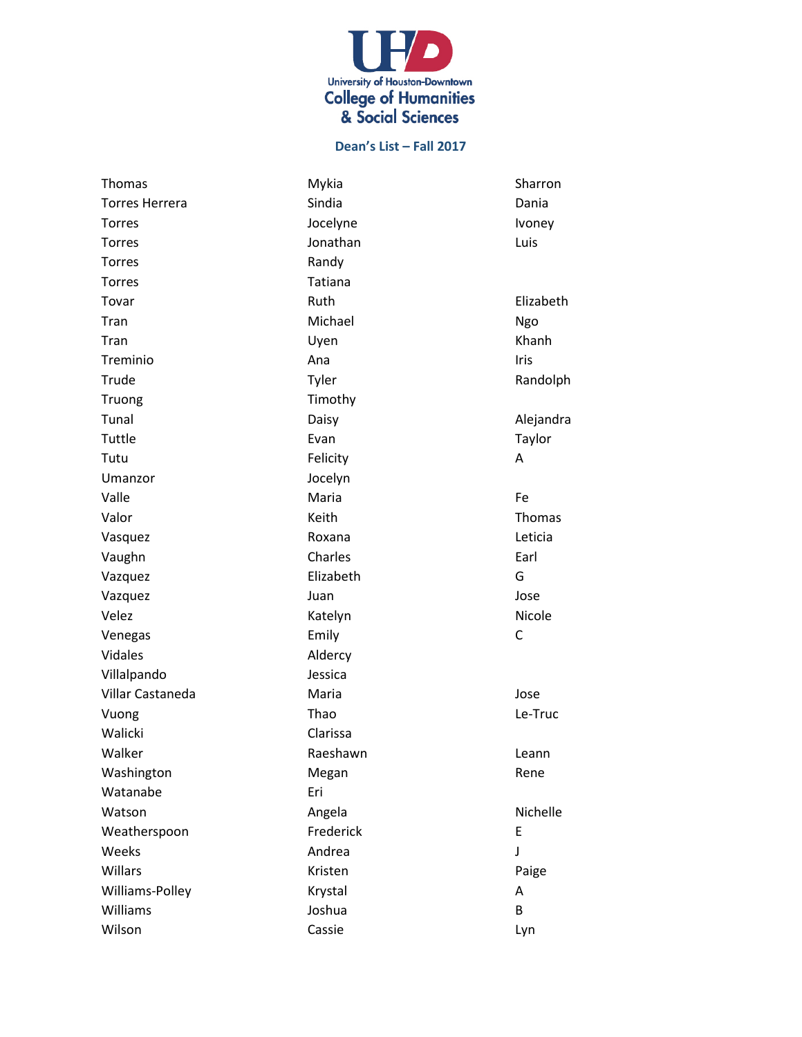University of Houston-Downtown
College of Humanities & Social Sciences

**Dean's List – Fall 2017**

| | | |
|---|---|---|
| Thomas | Mykia | Sharron |
| Torres Herrera | Sindia | Dania |
| Torres | Jocelyne | Ivoney |
| Torres | Jonathan | Luis |
| Torres | Randy | |
| Torres | Tatiana | |
| Tovar | Ruth | Elizabeth |
| Tran | Michael | Ngo |
| Tran | Uyen | Khanh |
| Treminio | Ana | Iris |
| Trude | Tyler | Randolph |
| Truong | Timothy | |
| Tunal | Daisy | Alejandra |
| Tuttle | Evan | Taylor |
| Tutu | Felicity | A |
| Umanzor | Jocelyn | |
| Valle | Maria | Fe |
| Valor | Keith | Thomas |
| Vasquez | Roxana | Leticia |
| Vaughn | Charles | Earl |
| Vazquez | Elizabeth | G |
| Vazquez | Juan | Jose |
| Velez | Katelyn | Nicole |
| Venegas | Emily | C |
| Vidales | Aldercy | |
| Villalpando | Jessica | |
| Villar Castaneda | Maria | Jose |
| Vuong | Thao | Le-Truc |
| Walicki | Clarissa | |
| Walker | Raeshawn | Leann |
| Washington | Megan | Rene |
| Watanabe | Eri | |
| Watson | Angela | Nichelle |
| Weatherspoon | Frederick | E |
| Weeks | Andrea | J |
| Willars | Kristen | Paige |
| Williams-Polley | Krystal | A |
| Williams | Joshua | B |
| Wilson | Cassie | Lyn |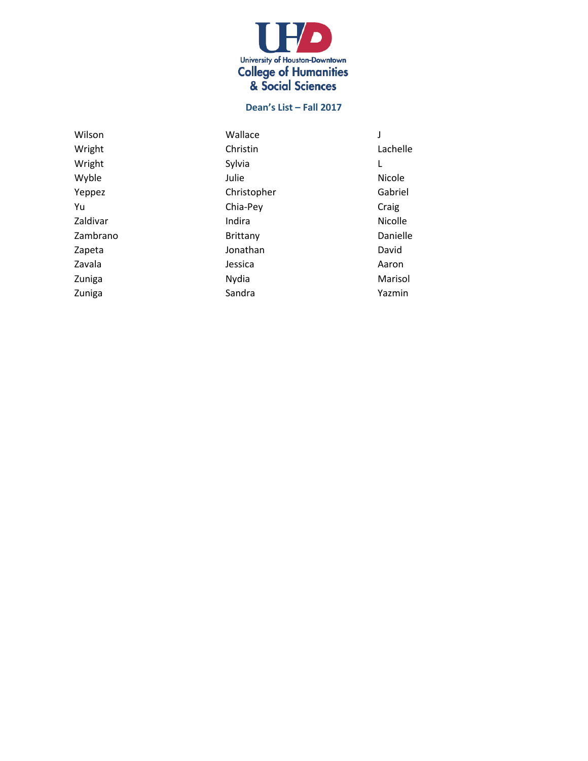University of Houston-Downtown
College of Humanities & Social Sciences

## Dean's List – Fall 2017

| | | |
|---|---|---|
| Wilson | Wallace | J |
| Wright | Christin | Lachelle |
| Wright | Sylvia | L |
| Wyble | Julie | Nicole |
| Yeppez | Christopher | Gabriel |
| Yu | Chia-Pey | Craig |
| Zaldivar | Indira | Nicolle |
| Zambrano | Brittany | Danielle |
| Zapeta | Jonathan | David |
| Zavala | Jessica | Aaron |
| Zuniga | Nydia | Marisol |
| Zuniga | Sandra | Yazmin |